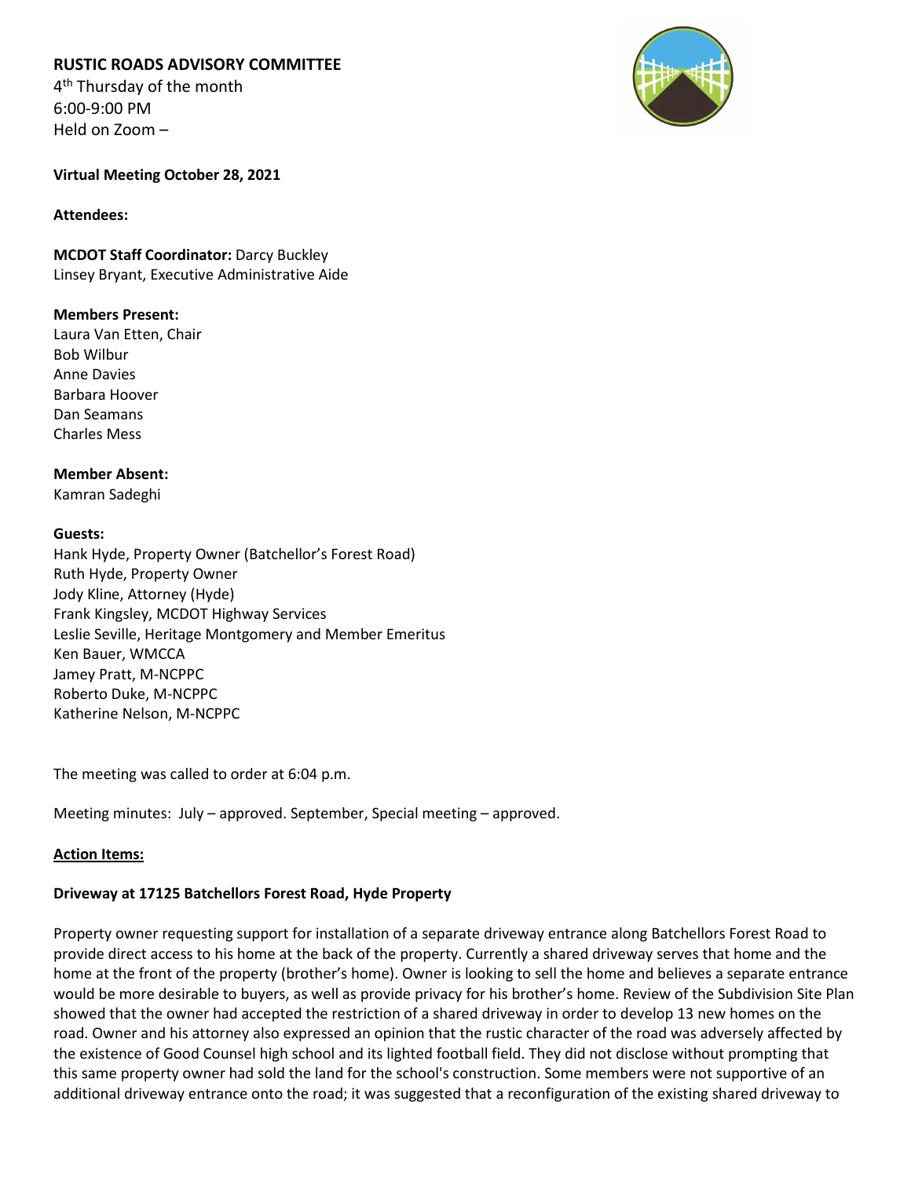**RUSTIC ROADS ADVISORY COMMITTEE**
4th Thursday of the month
6:00-9:00 PM
Held on Zoom –

**Virtual Meeting October 28, 2021**

**Attendees:**

**MCDOT Staff Coordinator:** Darcy Buckley
Linsey Bryant, Executive Administrative Aide

**Members Present:**
Laura Van Etten, Chair
Bob Wilbur
Anne Davies
Barbara Hoover
Dan Seamans
Charles Mess

**Member Absent:**
Kamran Sadeghi

**Guests:**
Hank Hyde, Property Owner (Batchellor's Forest Road)
Ruth Hyde, Property Owner
Jody Kline, Attorney (Hyde)
Frank Kingsley, MCDOT Highway Services
Leslie Seville, Heritage Montgomery and Member Emeritus
Ken Bauer, WMCCA
Jamey Pratt, M-NCPPC
Roberto Duke, M-NCPPC
Katherine Nelson, M-NCPPC

The meeting was called to order at 6:04 p.m.

Meeting minutes: July – approved. September, Special meeting – approved.

**Action Items:**

**Driveway at 17125 Batchellors Forest Road, Hyde Property**

Property owner requesting support for installation of a separate driveway entrance along Batchellors Forest Road to provide direct access to his home at the back of the property. Currently a shared driveway serves that home and the home at the front of the property (brother's home). Owner is looking to sell the home and believes a separate entrance would be more desirable to buyers, as well as provide privacy for his brother's home. Review of the Subdivision Site Plan showed that the owner had accepted the restriction of a shared driveway in order to develop 13 new homes on the road. Owner and his attorney also expressed an opinion that the rustic character of the road was adversely affected by the existence of Good Counsel high school and its lighted football field. They did not disclose without prompting that this same property owner had sold the land for the school's construction. Some members were not supportive of an additional driveway entrance onto the road; it was suggested that a reconfiguration of the existing shared driveway to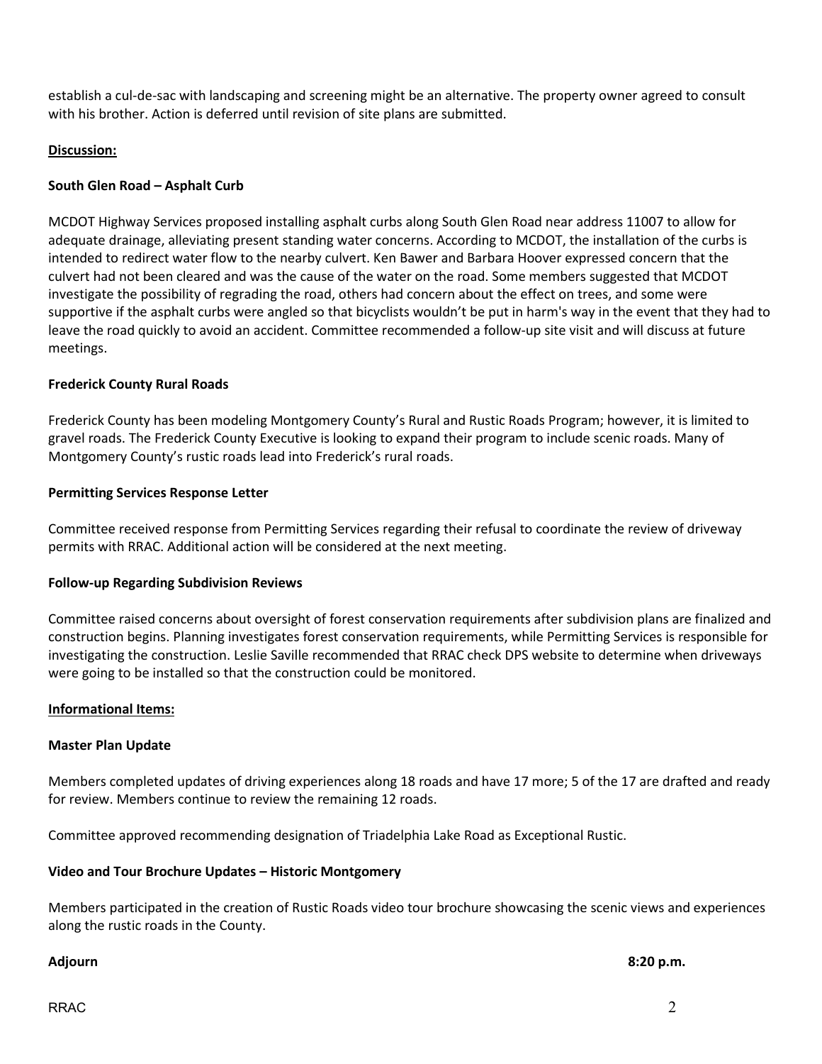establish a cul-de-sac with landscaping and screening might be an alternative. The property owner agreed to consult with his brother. Action is deferred until revision of site plans are submitted.

**Discussion:**

**South Glen Road – Asphalt Curb**

MCDOT Highway Services proposed installing asphalt curbs along South Glen Road near address 11007 to allow for adequate drainage, alleviating present standing water concerns. According to MCDOT, the installation of the curbs is intended to redirect water flow to the nearby culvert. Ken Bawer and Barbara Hoover expressed concern that the culvert had not been cleared and was the cause of the water on the road. Some members suggested that MCDOT investigate the possibility of regrading the road, others had concern about the effect on trees, and some were supportive if the asphalt curbs were angled so that bicyclists wouldn't be put in harm's way in the event that they had to leave the road quickly to avoid an accident. Committee recommended a follow-up site visit and will discuss at future meetings.

**Frederick County Rural Roads**

Frederick County has been modeling Montgomery County's Rural and Rustic Roads Program; however, it is limited to gravel roads. The Frederick County Executive is looking to expand their program to include scenic roads. Many of Montgomery County's rustic roads lead into Frederick's rural roads.

**Permitting Services Response Letter**

Committee received response from Permitting Services regarding their refusal to coordinate the review of driveway permits with RRAC. Additional action will be considered at the next meeting.

**Follow-up Regarding Subdivision Reviews**

Committee raised concerns about oversight of forest conservation requirements after subdivision plans are finalized and construction begins. Planning investigates forest conservation requirements, while Permitting Services is responsible for investigating the construction. Leslie Saville recommended that RRAC check DPS website to determine when driveways were going to be installed so that the construction could be monitored.

**Informational Items:**

**Master Plan Update**

Members completed updates of driving experiences along 18 roads and have 17 more; 5 of the 17 are drafted and ready for review. Members continue to review the remaining 12 roads.

Committee approved recommending designation of Triadelphia Lake Road as Exceptional Rustic.

**Video and Tour Brochure Updates – Historic Montgomery**

Members participated in the creation of Rustic Roads video tour brochure showcasing the scenic views and experiences along the rustic roads in the County.

**Adjourn** **8:20 p.m.**